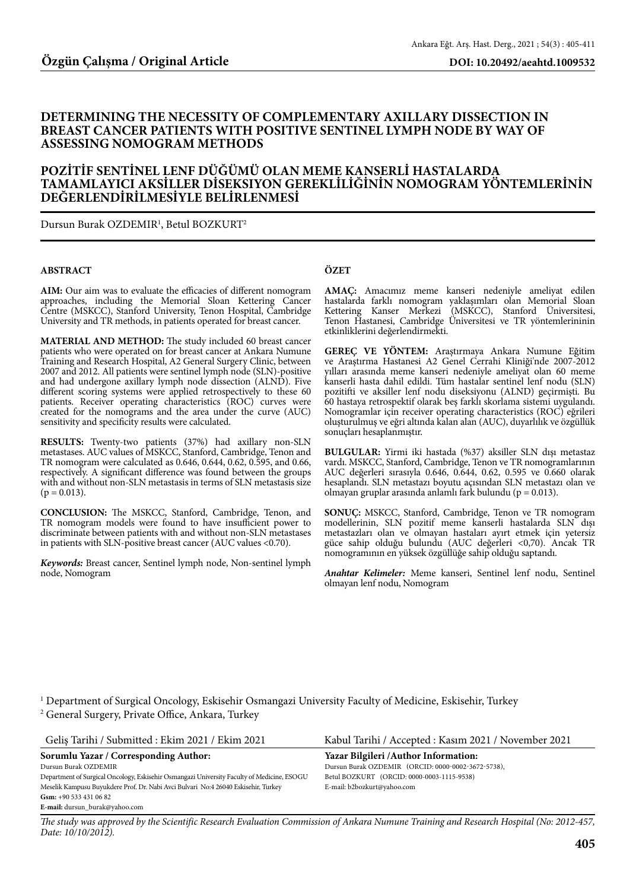**Özgün Çalışma / Original Article**

**DOI: 10.20492/aeahtd.1009532**

# DETERMINING THE NECESSITY OF COMPLEMENTARY AXILLARY DISSECTION IN BREAST CANCER PATIENTS WITH POSITIVE SENTINEL LYMPH NODE BY WAY OF ASSESSING NOMOGRAM METHODS

# POZİTİF SENTİNEL LENF DÜĞÜMÜ OLAN MEME KANSERLİ HASTALARDA TAMAMLAYICI AKSİLLER DİSEKSİYON GEREKLİLİĞİNİN NOMOGRAM YÖNTEMLERİNİN DEĞERLENDİRİLMESİYLE BELİRLENMESİ

Dursun Burak OZDEMIR[1], Betul BOZKURT[2]

## ABSTRACT

**AIM:** Our aim was to evaluate the efficacies of different nomogram approaches, including the Memorial Sloan Kettering Cancer Centre (MSKCC), Stanford University, Tenon Hospital, Cambridge University and TR methods, in patients operated for breast cancer.

**MATERIAL AND METHOD:** The study included 60 breast cancer patients who were operated on for breast cancer at Ankara Numune Training and Research Hospital, A2 General Surgery Clinic, between 2007 and 2012. All patients were sentinel lymph node (SLN)-positive and had undergone axillary lymph node dissection (ALND). Five different scoring systems were applied retrospectively to these 60 patients. Receiver operating characteristics (ROC) curves were created for the nomograms and the area under the curve (AUC) sensitivity and specificity results were calculated.

**RESULTS:** Twenty-two patients (37%) had axillary non-SLN metastases. AUC values of MSKCC, Stanford, Cambridge, Tenon and TR nomogram were calculated as 0.646, 0.644, 0.62, 0.595, and 0.66, respectively. A significant difference was found between the groups with and without non-SLN metastasis in terms of SLN metastasis size ($p = 0.013$).

**CONCLUSION:** The MSKCC, Stanford, Cambridge, Tenon, and TR nomogram models were found to have insufficient power to discriminate between patients with and without non-SLN metastases in patients with SLN-positive breast cancer (AUC values <0.70).

***Keywords:*** Breast cancer, Sentinel lymph node, Non-sentinel lymph node, Nomogram

## ÖZET

**AMAÇ:** Amacımız meme kanseri nedeniyle ameliyat edilen hastalarda farklı nomogram yaklaşımları olan Memorial Sloan Kettering Kanser Merkezi (MSKCC), Stanford Üniversitesi, Tenon Hastanesi, Cambridge Üniversitesi ve TR yöntemlerininin etkinliklerini değerlendirmekti.

**GEREÇ VE YÖNTEM:** Araştırmaya Ankara Numune Eğitim ve Araştırma Hastanesi A2 Genel Cerrahi Kliniği'nde 2007-2012 yılları arasında meme kanseri nedeniyle ameliyat olan 60 meme kanserli hasta dahil edildi. Tüm hastalar sentinel lenf nodu (SLN) pozitifti ve aksiller lenf nodu diseksiyonu (ALND) geçirmişti. Bu 60 hastaya retrospektif olarak beş farklı skorlama sistemi uygulandı. Nomogramlar için receiver operating characteristics (ROC) eğrileri oluşturulmuş ve eğri altında kalan alan (AUC), duyarlılık ve özgüllük sonuçları hesaplanmıştır.

**BULGULAR:** Yirmi iki hastada (%37) aksiller SLN dışı metastaz vardı. MSKCC, Stanford, Cambridge, Tenon ve TR nomogramlarının AUC değerleri sırasıyla 0.646, 0.644, 0.62, 0.595 ve 0.660 olarak hesaplandı. SLN metastazı boyutu açısından SLN metastazı olan ve olmayan gruplar arasında anlamlı fark bulundu ($p = 0.013$).

**SONUÇ:** MSKCC, Stanford, Cambridge, Tenon ve TR nomogram modellerinin, SLN pozitif meme kanserli hastalarda SLN dışı metastazları olan ve olmayan hastaları ayırt etmek için yetersiz güce sahip olduğu bulundu (AUC değerleri <0,70). Ancak TR nomogramının en yüksek özgüllüğe sahip olduğu saptandı.

***Anahtar Kelimeler:*** Meme kanseri, Sentinel lenf nodu, Sentinel olmayan lenf nodu, Nomogram

[1] Department of Surgical Oncology, Eskisehir Osmangazi University Faculty of Medicine, Eskisehir, Turkey
[2] General Surgery, Private Office, Ankara, Turkey

Geliş Tarihi / Submitted : Ekim 2021 / Ekim 2021

Kabul Tarihi / Accepted : Kasım 2021 / November 2021

**Sorumlu Yazar / Corresponding Author:**
Dursun Burak OZDEMIR
Department of Surgical Oncology, Eskisehir Osmangazi University Faculty of Medicine, ESOGU Meselik Kampusu Buyukdere Prof. Dr. Nabi Avci Bulvari No:4 26040 Eskisehir, Turkey
**Gsm:** +90 533 431 06 82
**E-mail:** dursun_burak@yahoo.com

**Yazar Bilgileri /Author Information:**
Dursun Burak OZDEMIR (ORCID: 0000-0002-3672-5738),
Betul BOZKURT (ORCID: 0000-0003-1115-9538)
E-mail: b2bozkurt@yahoo.com

*The study was approved by the Scientific Research Evaluation Commission of Ankara Numune Training and Research Hospital (No: 2012-457, Date: 10/10/2012).*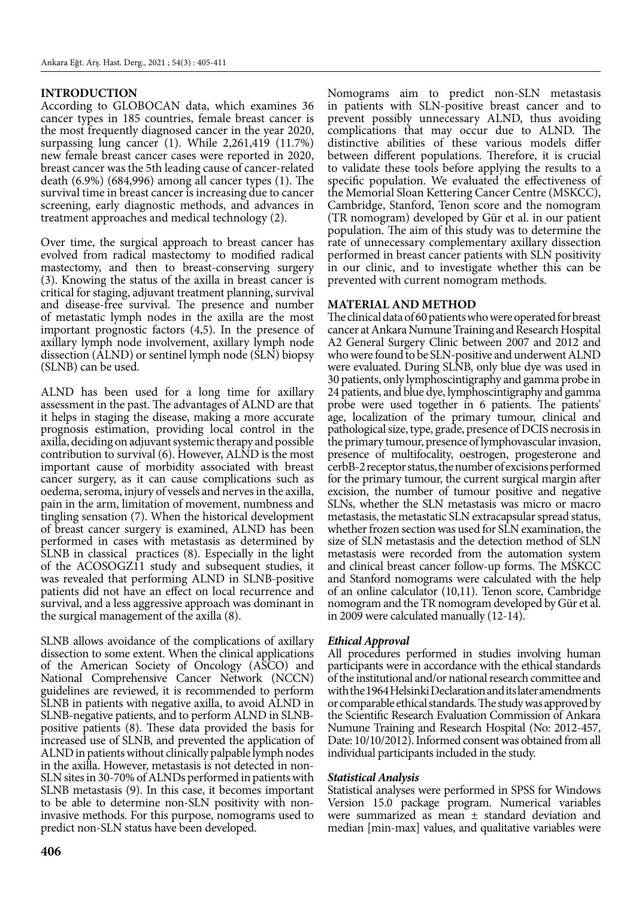## INTRODUCTION

According to GLOBOCAN data, which examines 36 cancer types in 185 countries, female breast cancer is the most frequently diagnosed cancer in the year 2020, surpassing lung cancer (1). While 2,261,419 (11.7%) new female breast cancer cases were reported in 2020, breast cancer was the 5th leading cause of cancer-related death (6.9%) (684,996) among all cancer types (1). The survival time in breast cancer is increasing due to cancer screening, early diagnostic methods, and advances in treatment approaches and medical technology (2).

Over time, the surgical approach to breast cancer has evolved from radical mastectomy to modified radical mastectomy, and then to breast-conserving surgery (3). Knowing the status of the axilla in breast cancer is critical for staging, adjuvant treatment planning, survival and disease-free survival. The presence and number of metastatic lymph nodes in the axilla are the most important prognostic factors (4,5). In the presence of axillary lymph node involvement, axillary lymph node dissection (ALND) or sentinel lymph node (SLN) biopsy (SLNB) can be used.

ALND has been used for a long time for axillary assessment in the past. The advantages of ALND are that it helps in staging the disease, making a more accurate prognosis estimation, providing local control in the axilla, deciding on adjuvant systemic therapy and possible contribution to survival (6). However, ALND is the most important cause of morbidity associated with breast cancer surgery, as it can cause complications such as oedema, seroma, injury of vessels and nerves in the axilla, pain in the arm, limitation of movement, numbness and tingling sensation (7). When the historical development of breast cancer surgery is examined, ALND has been performed in cases with metastasis as determined by SLNB in classical practices (8). Especially in the light of the ACOSOGZ11 study and subsequent studies, it was revealed that performing ALND in SLNB-positive patients did not have an effect on local recurrence and survival, and a less aggressive approach was dominant in the surgical management of the axilla (8).

SLNB allows avoidance of the complications of axillary dissection to some extent. When the clinical applications of the American Society of Oncology (ASCO) and National Comprehensive Cancer Network (NCCN) guidelines are reviewed, it is recommended to perform SLNB in patients with negative axilla, to avoid ALND in SLNB-negative patients, and to perform ALND in SLNB-positive patients (8). These data provided the basis for increased use of SLNB, and prevented the application of ALND in patients without clinically palpable lymph nodes in the axilla. However, metastasis is not detected in non-SLN sites in 30-70% of ALNDs performed in patients with SLNB metastasis (9). In this case, it becomes important to be able to determine non-SLN positivity with non-invasive methods. For this purpose, nomograms used to predict non-SLN status have been developed.

Nomograms aim to predict non-SLN metastasis in patients with SLN-positive breast cancer and to prevent possibly unnecessary ALND, thus avoiding complications that may occur due to ALND. The distinctive abilities of these various models differ between different populations. Therefore, it is crucial to validate these tools before applying the results to a specific population. We evaluated the effectiveness of the Memorial Sloan Kettering Cancer Centre (MSKCC), Cambridge, Stanford, Tenon score and the nomogram (TR nomogram) developed by Gür et al. in our patient population. The aim of this study was to determine the rate of unnecessary complementary axillary dissection performed in breast cancer patients with SLN positivity in our clinic, and to investigate whether this can be prevented with current nomogram methods.

## MATERIAL AND METHOD

The clinical data of 60 patients who were operated for breast cancer at Ankara Numune Training and Research Hospital A2 General Surgery Clinic between 2007 and 2012 and who were found to be SLN-positive and underwent ALND were evaluated. During SLNB, only blue dye was used in 30 patients, only lymphoscintigraphy and gamma probe in 24 patients, and blue dye, lymphoscintigraphy and gamma probe were used together in 6 patients. The patients' age, localization of the primary tumour, clinical and pathological size, type, grade, presence of DCIS necrosis in the primary tumour, presence of lymphovascular invasion, presence of multifocality, oestrogen, progesterone and cerbB-2 receptor status, the number of excisions performed for the primary tumour, the current surgical margin after excision, the number of tumour positive and negative SLNs, whether the SLN metastasis was micro or macro metastasis, the metastatic SLN extracapsular spread status, whether frozen section was used for SLN examination, the size of SLN metastasis and the detection method of SLN metastasis were recorded from the automation system and clinical breast cancer follow-up forms. The MSKCC and Stanford nomograms were calculated with the help of an online calculator (10,11). Tenon score, Cambridge nomogram and the TR nomogram developed by Gür et al. in 2009 were calculated manually (12-14).

### *Ethical Approval*

All procedures performed in studies involving human participants were in accordance with the ethical standards of the institutional and/or national research committee and with the 1964 Helsinki Declaration and its later amendments or comparable ethical standards. The study was approved by the Scientific Research Evaluation Commission of Ankara Numune Training and Research Hospital (No: 2012-457, Date: 10/10/2012). Informed consent was obtained from all individual participants included in the study.

### *Statistical Analysis*

Statistical analyses were performed in SPSS for Windows Version 15.0 package program. Numerical variables were summarized as mean ± standard deviation and median [min-max] values, and qualitative variables were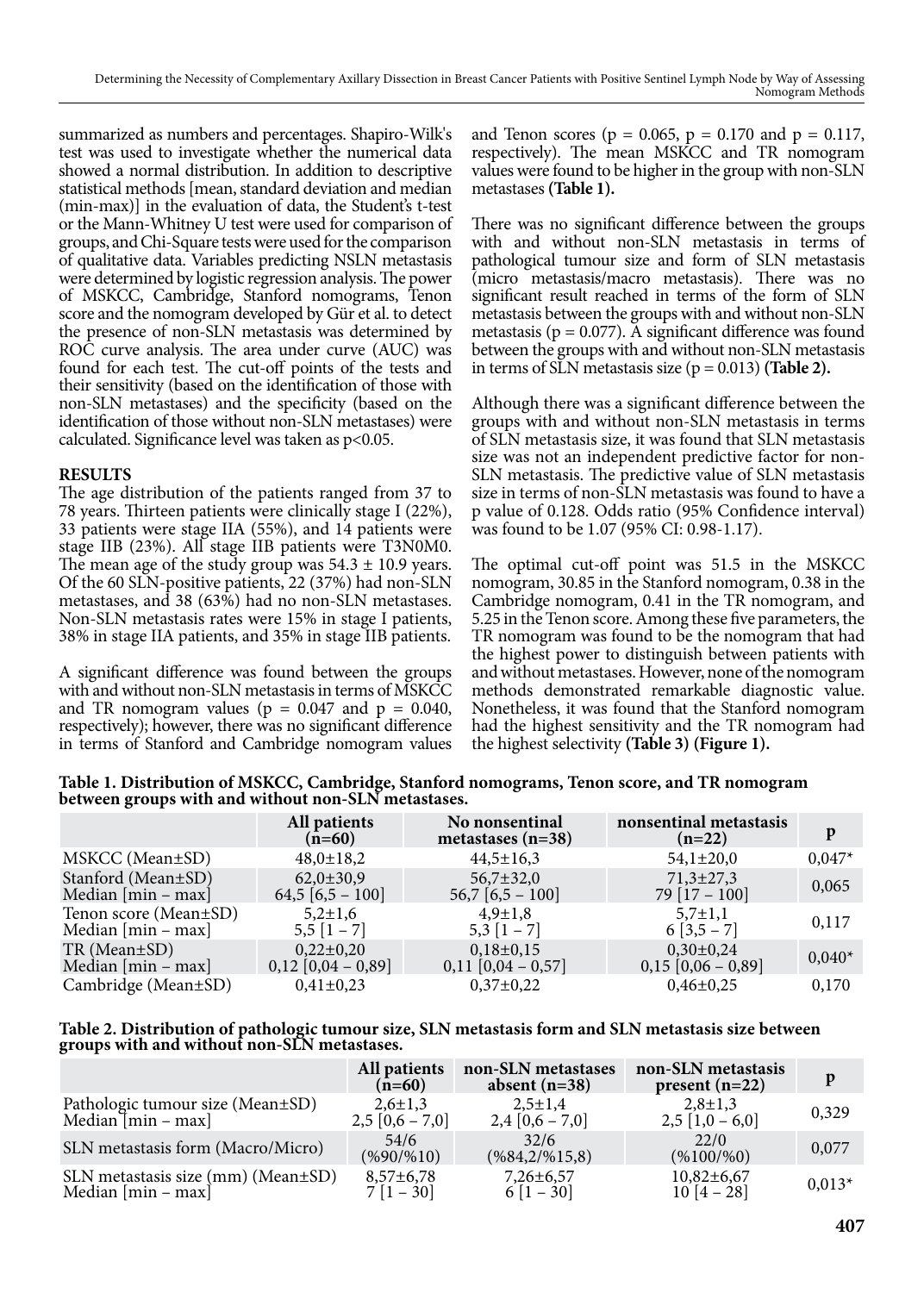summarized as numbers and percentages. Shapiro-Wilk's test was used to investigate whether the numerical data showed a normal distribution. In addition to descriptive statistical methods [mean, standard deviation and median (min-max)] in the evaluation of data, the Student's t-test or the Mann-Whitney U test were used for comparison of groups, and Chi-Square tests were used for the comparison of qualitative data. Variables predicting NSLN metastasis were determined by logistic regression analysis. The power of MSKCC, Cambridge, Stanford nomograms, Tenon score and the nomogram developed by Gür et al. to detect the presence of non-SLN metastasis was determined by ROC curve analysis. The area under curve (AUC) was found for each test. The cut-off points of the tests and their sensitivity (based on the identification of those with non-SLN metastases) and the specificity (based on the identification of those without non-SLN metastases) were calculated. Significance level was taken as $p<0.05$.

**RESULTS**

The age distribution of the patients ranged from 37 to 78 years. Thirteen patients were clinically stage I (22%), 33 patients were stage IIA (55%), and 14 patients were stage IIB (23%). All stage IIB patients were T3N0M0. The mean age of the study group was $54.3 \pm 10.9$ years. Of the 60 SLN-positive patients, 22 (37%) had non-SLN metastases, and 38 (63%) had no non-SLN metastases. Non-SLN metastasis rates were 15% in stage I patients, 38% in stage IIA patients, and 35% in stage IIB patients.

A significant difference was found between the groups with and without non-SLN metastasis in terms of MSKCC and TR nomogram values ($p = 0.047$ and $p = 0.040$, respectively); however, there was no significant difference in terms of Stanford and Cambridge nomogram values and Tenon scores ($p = 0.065$, $p = 0.170$ and $p = 0.117$, respectively). The mean MSKCC and TR nomogram values were found to be higher in the group with non-SLN metastases **(Table 1).**

There was no significant difference between the groups with and without non-SLN metastasis in terms of pathological tumour size and form of SLN metastasis (micro metastasis/macro metastasis). There was no significant result reached in terms of the form of SLN metastasis between the groups with and without non-SLN metastasis ($p = 0.077$). A significant difference was found between the groups with and without non-SLN metastasis in terms of SLN metastasis size ($p = 0.013$) **(Table 2).**

Although there was a significant difference between the groups with and without non-SLN metastasis in terms of SLN metastasis size, it was found that SLN metastasis size was not an independent predictive factor for non-SLN metastasis. The predictive value of SLN metastasis size in terms of non-SLN metastasis was found to have a p value of 0.128. Odds ratio (95% Confidence interval) was found to be 1.07 (95% CI: 0.98-1.17).

The optimal cut-off point was 51.5 in the MSKCC nomogram, 30.85 in the Stanford nomogram, 0.38 in the Cambridge nomogram, 0.41 in the TR nomogram, and 5.25 in the Tenon score. Among these five parameters, the TR nomogram was found to be the nomogram that had the highest power to distinguish between patients with and without metastases. However, none of the nomogram methods demonstrated remarkable diagnostic value. Nonetheless, it was found that the Stanford nomogram had the highest sensitivity and the TR nomogram had the highest selectivity **(Table 3) (Figure 1).**

**Table 1. Distribution of MSKCC, Cambridge, Stanford nomograms, Tenon score, and TR nomogram between groups with and without non-SLN metastases.**

| | All patients (n=60) | No nonsentinal metastases (n=38) | nonsentinal metastasis (n=22) | p |
|---|---|---|---|---|
| MSKCC (Mean±SD) | 48,0±18,2 | 44,5±16,3 | 54,1±20,0 | 0,047* |
| Stanford (Mean±SD)<br>Median [min – max] | 62,0±30,9<br>64,5 [6,5 – 100] | 56,7±32,0<br>56,7 [6,5 – 100] | 71,3±27,3<br>79 [17 – 100] | 0,065 |
| Tenon score (Mean±SD)<br>Median [min – max] | 5,2±1,6<br>5,5 [1 – 7] | 4,9±1,8<br>5,3 [1 – 7] | 5,7±1,1<br>6 [3,5 – 7] | 0,117 |
| TR (Mean±SD)<br>Median [min – max] | 0,22±0,20<br>0,12 [0,04 – 0,89] | 0,18±0,15<br>0,11 [0,04 – 0,57] | 0,30±0,24<br>0,15 [0,06 – 0,89] | 0,040* |
| Cambridge (Mean±SD) | 0,41±0,23 | 0,37±0,22 | 0,46±0,25 | 0,170 |

**Table 2. Distribution of pathologic tumour size, SLN metastasis form and SLN metastasis size between groups with and without non-SLN metastases.**

| | All patients (n=60) | non-SLN metastases absent (n=38) | non-SLN metastasis present (n=22) | p |
|---|---|---|---|---|
| Pathologic tumour size (Mean±SD)<br>Median [min – max] | 2,6±1,3<br>2,5 [0,6 – 7,0] | 2,5±1,4<br>2,4 [0,6 – 7,0] | 2,8±1,3<br>2,5 [1,0 – 6,0] | 0,329 |
| SLN metastasis form (Macro/Micro) | 54/6<br>(%90/%10) | 32/6<br>(%84,2/%15,8) | 22/0<br>(%100/%0) | 0,077 |
| SLN metastasis size (mm) (Mean±SD)<br>Median [min – max] | 8,57±6,78<br>7 [1 – 30] | 7,26±6,57<br>6 [1 – 30] | 10,82±6,67<br>10 [4 – 28] | 0,013* |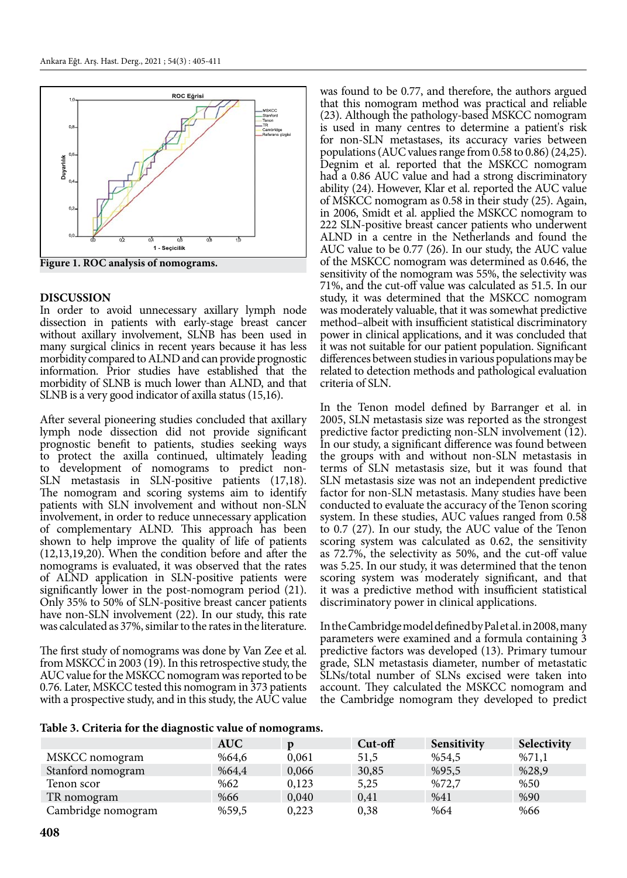Figure 1. ROC analysis of nomograms.

## DISCUSSION

In order to avoid unnecessary axillary lymph node dissection in patients with early-stage breast cancer without axillary involvement, SLNB has been used in many surgical clinics in recent years because it has less morbidity compared to ALND and can provide prognostic information. Prior studies have established that the morbidity of SLNB is much lower than ALND, and that SLNB is a very good indicator of axilla status (15,16).

After several pioneering studies concluded that axillary lymph node dissection did not provide significant prognostic benefit to patients, studies seeking ways to protect the axilla continued, ultimately leading to development of nomograms to predict non-SLN metastasis in SLN-positive patients (17,18). The nomogram and scoring systems aim to identify patients with SLN involvement and without non-SLN involvement, in order to reduce unnecessary application of complementary ALND. This approach has been shown to help improve the quality of life of patients (12,13,19,20). When the condition before and after the nomograms is evaluated, it was observed that the rates of ALND application in SLN-positive patients were significantly lower in the post-nomogram period (21). Only 35% to 50% of SLN-positive breast cancer patients have non-SLN involvement (22). In our study, this rate was calculated as 37%, similar to the rates in the literature.

The first study of nomograms was done by Van Zee et al. from MSKCC in 2003 (19). In this retrospective study, the AUC value for the MSKCC nomogram was reported to be 0.76. Later, MSKCC tested this nomogram in 373 patients with a prospective study, and in this study, the AUC value was found to be 0.77, and therefore, the authors argued that this nomogram method was practical and reliable (23). Although the pathology-based MSKCC nomogram is used in many centres to determine a patient's risk for non-SLN metastases, its accuracy varies between populations (AUC values range from 0.58 to 0.86) (24,25). Degnim et al. reported that the MSKCC nomogram had a 0.86 AUC value and had a strong discriminatory ability (24). However, Klar et al. reported the AUC value of MSKCC nomogram as 0.58 in their study (25). Again, in 2006, Smidt et al. applied the MSKCC nomogram to 222 SLN-positive breast cancer patients who underwent ALND in a centre in the Netherlands and found the AUC value to be 0.77 (26). In our study, the AUC value of the MSKCC nomogram was determined as 0.646, the sensitivity of the nomogram was 55%, the selectivity was 71%, and the cut-off value was calculated as 51.5. In our study, it was determined that the MSKCC nomogram was moderately valuable, that it was somewhat predictive method–albeit with insufficient statistical discriminatory power in clinical applications, and it was concluded that it was not suitable for our patient population. Significant differences between studies in various populations may be related to detection methods and pathological evaluation criteria of SLN.

In the Tenon model defined by Barranger et al. in 2005, SLN metastasis size was reported as the strongest predictive factor predicting non-SLN involvement (12). In our study, a significant difference was found between the groups with and without non-SLN metastasis in terms of SLN metastasis size, but it was found that SLN metastasis size was not an independent predictive factor for non-SLN metastasis. Many studies have been conducted to evaluate the accuracy of the Tenon scoring system. In these studies, AUC values ranged from 0.58 to 0.7 (27). In our study, the AUC value of the Tenon scoring system was calculated as 0.62, the sensitivity as 72.7%, the selectivity as 50%, and the cut-off value was 5.25. In our study, it was determined that the tenon scoring system was moderately significant, and that it was a predictive method with insufficient statistical discriminatory power in clinical applications.

In the Cambridge model defined by Pal et al. in 2008, many parameters were examined and a formula containing 3 predictive factors was developed (13). Primary tumour grade, SLN metastasis diameter, number of metastatic SLNs/total number of SLNs excised were taken into account. They calculated the MSKCC nomogram and the Cambridge nomogram they developed to predict

**Table 3. Criteria for the diagnostic value of nomograms.**

| | AUC | p | Cut-off | Sensitivity | Selectivity |
|---|---|---|---|---|---|
| MSKCC nomogram | %64,6 | 0,061 | 51,5 | %54,5 | %71,1 |
| Stanford nomogram | %64,4 | 0,066 | 30,85 | %95,5 | %28,9 |
| Tenon scor | %62 | 0,123 | 5,25 | %72,7 | %50 |
| TR nomogram | %66 | 0,040 | 0,41 | %41 | %90 |
| Cambridge nomogram | %59,5 | 0,223 | 0,38 | %64 | %66 |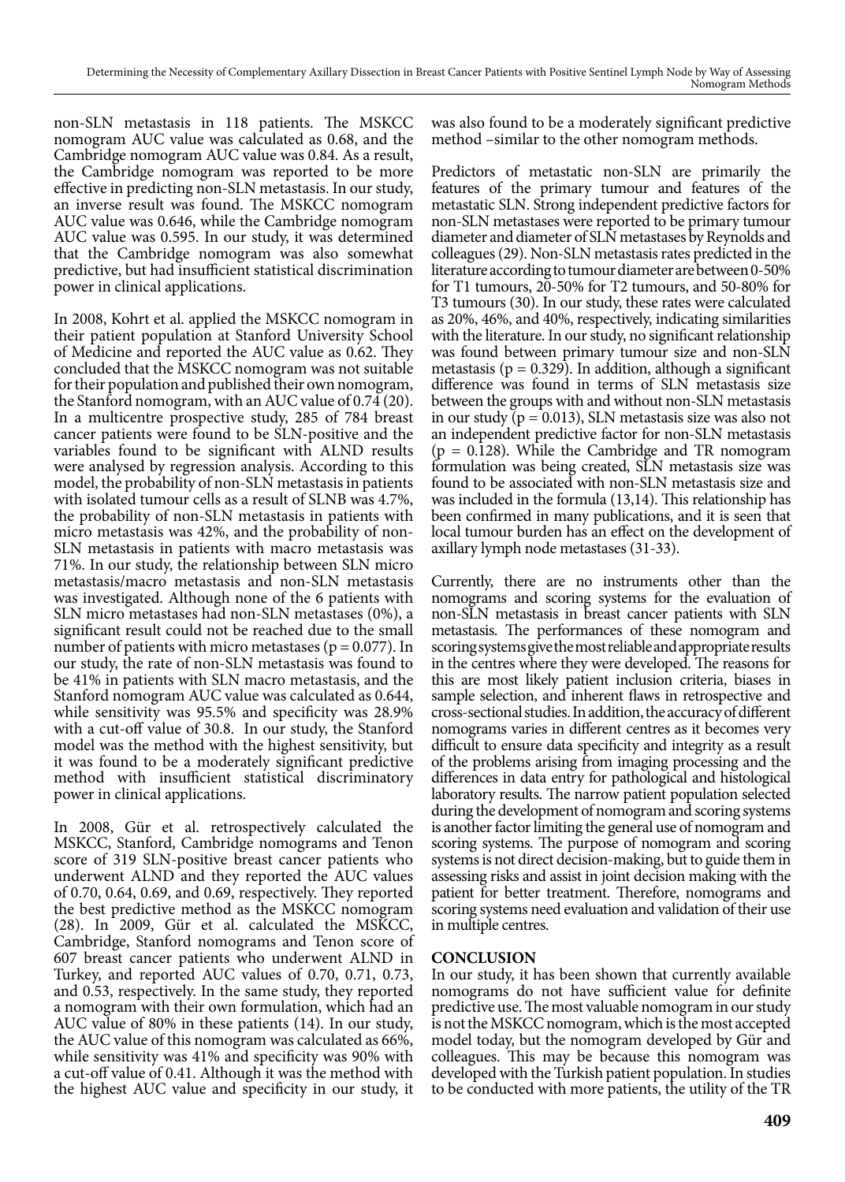non-SLN metastasis in 118 patients. The MSKCC nomogram AUC value was calculated as 0.68, and the Cambridge nomogram AUC value was 0.84. As a result, the Cambridge nomogram was reported to be more effective in predicting non-SLN metastasis. In our study, an inverse result was found. The MSKCC nomogram AUC value was 0.646, while the Cambridge nomogram AUC value was 0.595. In our study, it was determined that the Cambridge nomogram was also somewhat predictive, but had insufficient statistical discrimination power in clinical applications.

In 2008, Kohrt et al. applied the MSKCC nomogram in their patient population at Stanford University School of Medicine and reported the AUC value as 0.62. They concluded that the MSKCC nomogram was not suitable for their population and published their own nomogram, the Stanford nomogram, with an AUC value of 0.74 (20). In a multicentre prospective study, 285 of 784 breast cancer patients were found to be SLN-positive and the variables found to be significant with ALND results were analysed by regression analysis. According to this model, the probability of non-SLN metastasis in patients with isolated tumour cells as a result of SLNB was 4.7%, the probability of non-SLN metastasis in patients with micro metastasis was 42%, and the probability of non-SLN metastasis in patients with macro metastasis was 71%. In our study, the relationship between SLN micro metastasis/macro metastasis and non-SLN metastasis was investigated. Although none of the 6 patients with SLN micro metastases had non-SLN metastases (0%), a significant result could not be reached due to the small number of patients with micro metastases ($p = 0.077$). In our study, the rate of non-SLN metastasis was found to be 41% in patients with SLN macro metastasis, and the Stanford nomogram AUC value was calculated as 0.644, while sensitivity was 95.5% and specificity was 28.9% with a cut-off value of 30.8. In our study, the Stanford model was the method with the highest sensitivity, but it was found to be a moderately significant predictive method with insufficient statistical discriminatory power in clinical applications.

In 2008, Gür et al. retrospectively calculated the MSKCC, Stanford, Cambridge nomograms and Tenon score of 319 SLN-positive breast cancer patients who underwent ALND and they reported the AUC values of 0.70, 0.64, 0.69, and 0.69, respectively. They reported the best predictive method as the MSKCC nomogram (28). In 2009, Gür et al. calculated the MSKCC, Cambridge, Stanford nomograms and Tenon score of 607 breast cancer patients who underwent ALND in Turkey, and reported AUC values of 0.70, 0.71, 0.73, and 0.53, respectively. In the same study, they reported a nomogram with their own formulation, which had an AUC value of 80% in these patients (14). In our study, the AUC value of this nomogram was calculated as 66%, while sensitivity was 41% and specificity was 90% with a cut-off value of 0.41. Although it was the method with the highest AUC value and specificity in our study, it was also found to be a moderately significant predictive method –similar to the other nomogram methods.

Predictors of metastatic non-SLN are primarily the features of the primary tumour and features of the metastatic SLN. Strong independent predictive factors for non-SLN metastases were reported to be primary tumour diameter and diameter of SLN metastases by Reynolds and colleagues (29). Non-SLN metastasis rates predicted in the literature according to tumour diameter are between 0-50% for T1 tumours, 20-50% for T2 tumours, and 50-80% for T3 tumours (30). In our study, these rates were calculated as 20%, 46%, and 40%, respectively, indicating similarities with the literature. In our study, no significant relationship was found between primary tumour size and non-SLN metastasis ($p = 0.329$). In addition, although a significant difference was found in terms of SLN metastasis size between the groups with and without non-SLN metastasis in our study ($p = 0.013$), SLN metastasis size was also not an independent predictive factor for non-SLN metastasis ($p = 0.128$). While the Cambridge and TR nomogram formulation was being created, SLN metastasis size was found to be associated with non-SLN metastasis size and was included in the formula (13,14). This relationship has been confirmed in many publications, and it is seen that local tumour burden has an effect on the development of axillary lymph node metastases (31-33).

Currently, there are no instruments other than the nomograms and scoring systems for the evaluation of non-SLN metastasis in breast cancer patients with SLN metastasis. The performances of these nomogram and scoring systems give the most reliable and appropriate results in the centres where they were developed. The reasons for this are most likely patient inclusion criteria, biases in sample selection, and inherent flaws in retrospective and cross-sectional studies. In addition, the accuracy of different nomograms varies in different centres as it becomes very difficult to ensure data specificity and integrity as a result of the problems arising from imaging processing and the differences in data entry for pathological and histological laboratory results. The narrow patient population selected during the development of nomogram and scoring systems is another factor limiting the general use of nomogram and scoring systems. The purpose of nomogram and scoring systems is not direct decision-making, but to guide them in assessing risks and assist in joint decision making with the patient for better treatment. Therefore, nomograms and scoring systems need evaluation and validation of their use in multiple centres.

## CONCLUSION

In our study, it has been shown that currently available nomograms do not have sufficient value for definite predictive use. The most valuable nomogram in our study is not the MSKCC nomogram, which is the most accepted model today, but the nomogram developed by Gür and colleagues. This may be because this nomogram was developed with the Turkish patient population. In studies to be conducted with more patients, the utility of the TR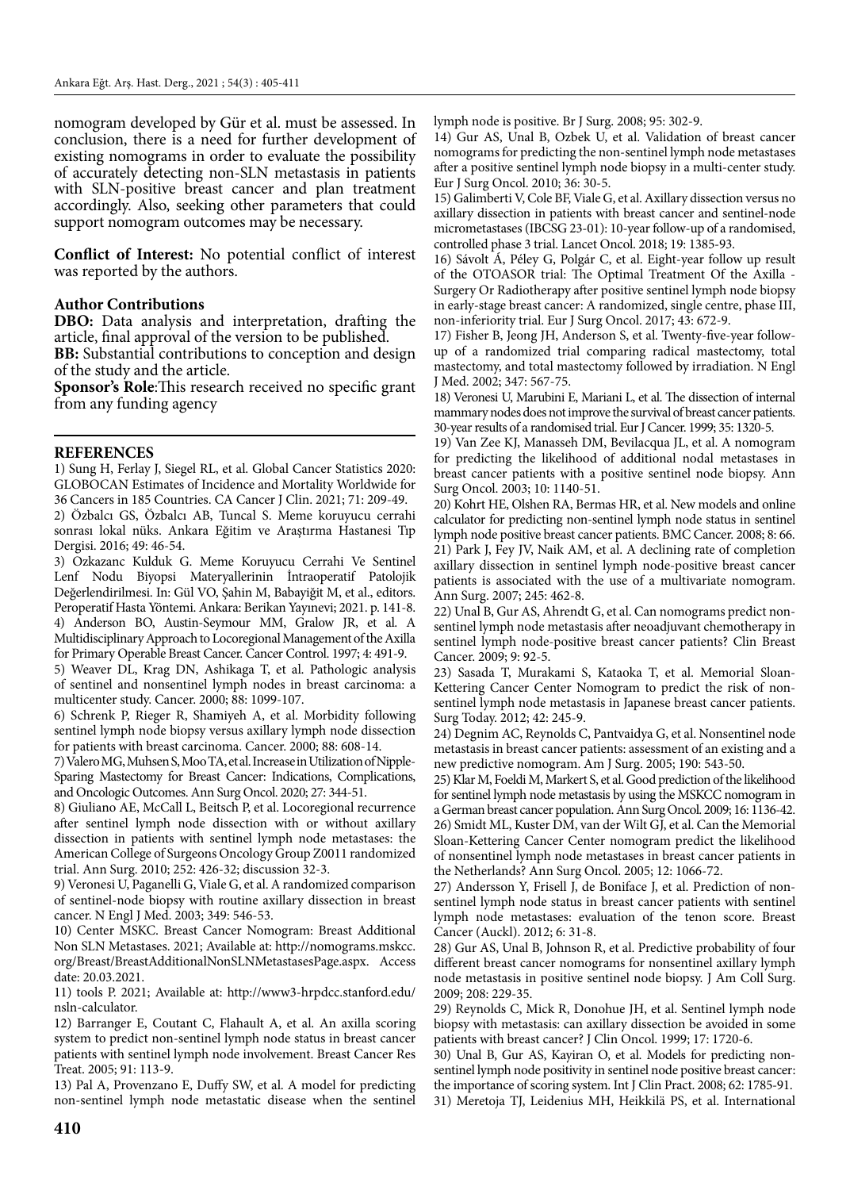nomogram developed by Gür et al. must be assessed. In conclusion, there is a need for further development of existing nomograms in order to evaluate the possibility of accurately detecting non-SLN metastasis in patients with SLN-positive breast cancer and plan treatment accordingly. Also, seeking other parameters that could support nomogram outcomes may be necessary.

**Conflict of Interest:** No potential conflict of interest was reported by the authors.

**Author Contributions**

**DBO:** Data analysis and interpretation, drafting the article, final approval of the version to be published.

**BB:** Substantial contributions to conception and design of the study and the article.

**Sponsor's Role**:This research received no specific grant from any funding agency

## REFERENCES

1) Sung H, Ferlay J, Siegel RL, et al. Global Cancer Statistics 2020: GLOBOCAN Estimates of Incidence and Mortality Worldwide for 36 Cancers in 185 Countries. CA Cancer J Clin. 2021; 71: 209-49.

2) Özbalcı GS, Özbalcı AB, Tuncal S. Meme koruyucu cerrahi sonrası lokal nüks. Ankara Eğitim ve Araştırma Hastanesi Tıp Dergisi. 2016; 49: 46-54.

3) Ozkazanc Kulduk G. Meme Koruyucu Cerrahi Ve Sentinel Lenf Nodu Biyopsi Materyallerinin İntraoperatif Patolojik Değerlendirilmesi. In: Gül VO, Şahin M, Babayiğit M, et al., editors. Peroperatif Hasta Yöntemi. Ankara: Berikan Yayınevi; 2021. p. 141-8.

4) Anderson BO, Austin-Seymour MM, Gralow JR, et al. A Multidisciplinary Approach to Locoregional Management of the Axilla for Primary Operable Breast Cancer. Cancer Control. 1997; 4: 491-9.

5) Weaver DL, Krag DN, Ashikaga T, et al. Pathologic analysis of sentinel and nonsentinel lymph nodes in breast carcinoma: a multicenter study. Cancer. 2000; 88: 1099-107.

6) Schrenk P, Rieger R, Shamiyeh A, et al. Morbidity following sentinel lymph node biopsy versus axillary lymph node dissection for patients with breast carcinoma. Cancer. 2000; 88: 608-14.

7) Valero MG, Muhsen S, Moo TA, et al. Increase in Utilization of Nipple-Sparing Mastectomy for Breast Cancer: Indications, Complications, and Oncologic Outcomes. Ann Surg Oncol. 2020; 27: 344-51.

8) Giuliano AE, McCall L, Beitsch P, et al. Locoregional recurrence after sentinel lymph node dissection with or without axillary dissection in patients with sentinel lymph node metastases: the American College of Surgeons Oncology Group Z0011 randomized trial. Ann Surg. 2010; 252: 426-32; discussion 32-3.

9) Veronesi U, Paganelli G, Viale G, et al. A randomized comparison of sentinel-node biopsy with routine axillary dissection in breast cancer. N Engl J Med. 2003; 349: 546-53.

10) Center MSKC. Breast Cancer Nomogram: Breast Additional Non SLN Metastases. 2021; Available at: http://nomograms.mskcc.org/Breast/BreastAdditionalNonSLNMetastasesPage.aspx. Access date: 20.03.2021.

11) tools P. 2021; Available at: http://www3-hrpdcc.stanford.edu/nsln-calculator.

12) Barranger E, Coutant C, Flahault A, et al. An axilla scoring system to predict non-sentinel lymph node status in breast cancer patients with sentinel lymph node involvement. Breast Cancer Res Treat. 2005; 91: 113-9.

13) Pal A, Provenzano E, Duffy SW, et al. A model for predicting non-sentinel lymph node metastatic disease when the sentinel lymph node is positive. Br J Surg. 2008; 95: 302-9.

14) Gur AS, Unal B, Ozbek U, et al. Validation of breast cancer nomograms for predicting the non-sentinel lymph node metastases after a positive sentinel lymph node biopsy in a multi-center study. Eur J Surg Oncol. 2010; 36: 30-5.

15) Galimberti V, Cole BF, Viale G, et al. Axillary dissection versus no axillary dissection in patients with breast cancer and sentinel-node micrometastases (IBCSG 23-01): 10-year follow-up of a randomised, controlled phase 3 trial. Lancet Oncol. 2018; 19: 1385-93.

16) Sávolt Á, Péley G, Polgár C, et al. Eight-year follow up result of the OTOASOR trial: The Optimal Treatment Of the Axilla - Surgery Or Radiotherapy after positive sentinel lymph node biopsy in early-stage breast cancer: A randomized, single centre, phase III, non-inferiority trial. Eur J Surg Oncol. 2017; 43: 672-9.

17) Fisher B, Jeong JH, Anderson S, et al. Twenty-five-year follow-up of a randomized trial comparing radical mastectomy, total mastectomy, and total mastectomy followed by irradiation. N Engl J Med. 2002; 347: 567-75.

18) Veronesi U, Marubini E, Mariani L, et al. The dissection of internal mammary nodes does not improve the survival of breast cancer patients. 30-year results of a randomised trial. Eur J Cancer. 1999; 35: 1320-5.

19) Van Zee KJ, Manasseh DM, Bevilacqua JL, et al. A nomogram for predicting the likelihood of additional nodal metastases in breast cancer patients with a positive sentinel node biopsy. Ann Surg Oncol. 2003; 10: 1140-51.

20) Kohrt HE, Olshen RA, Bermas HR, et al. New models and online calculator for predicting non-sentinel lymph node status in sentinel lymph node positive breast cancer patients. BMC Cancer. 2008; 8: 66.

21) Park J, Fey JV, Naik AM, et al. A declining rate of completion axillary dissection in sentinel lymph node-positive breast cancer patients is associated with the use of a multivariate nomogram. Ann Surg. 2007; 245: 462-8.

22) Unal B, Gur AS, Ahrendt G, et al. Can nomograms predict non-sentinel lymph node metastasis after neoadjuvant chemotherapy in sentinel lymph node-positive breast cancer patients? Clin Breast Cancer. 2009; 9: 92-5.

23) Sasada T, Murakami S, Kataoka T, et al. Memorial Sloan-Kettering Cancer Center Nomogram to predict the risk of non-sentinel lymph node metastasis in Japanese breast cancer patients. Surg Today. 2012; 42: 245-9.

24) Degnim AC, Reynolds C, Pantvaidya G, et al. Nonsentinel node metastasis in breast cancer patients: assessment of an existing and a new predictive nomogram. Am J Surg. 2005; 190: 543-50.

25) Klar M, Foeldi M, Markert S, et al. Good prediction of the likelihood for sentinel lymph node metastasis by using the MSKCC nomogram in a German breast cancer population. Ann Surg Oncol. 2009; 16: 1136-42.

26) Smidt ML, Kuster DM, van der Wilt GJ, et al. Can the Memorial Sloan-Kettering Cancer Center nomogram predict the likelihood of nonsentinel lymph node metastases in breast cancer patients in the Netherlands? Ann Surg Oncol. 2005; 12: 1066-72.

27) Andersson Y, Frisell J, de Boniface J, et al. Prediction of non-sentinel lymph node status in breast cancer patients with sentinel lymph node metastases: evaluation of the tenon score. Breast Cancer (Auckl). 2012; 6: 31-8.

28) Gur AS, Unal B, Johnson R, et al. Predictive probability of four different breast cancer nomograms for nonsentinel axillary lymph node metastasis in positive sentinel node biopsy. J Am Coll Surg. 2009; 208: 229-35.

29) Reynolds C, Mick R, Donohue JH, et al. Sentinel lymph node biopsy with metastasis: can axillary dissection be avoided in some patients with breast cancer? J Clin Oncol. 1999; 17: 1720-6.

30) Unal B, Gur AS, Kayiran O, et al. Models for predicting non-sentinel lymph node positivity in sentinel node positive breast cancer: the importance of scoring system. Int J Clin Pract. 2008; 62: 1785-91.

31) Meretoja TJ, Leidenius MH, Heikkilä PS, et al. International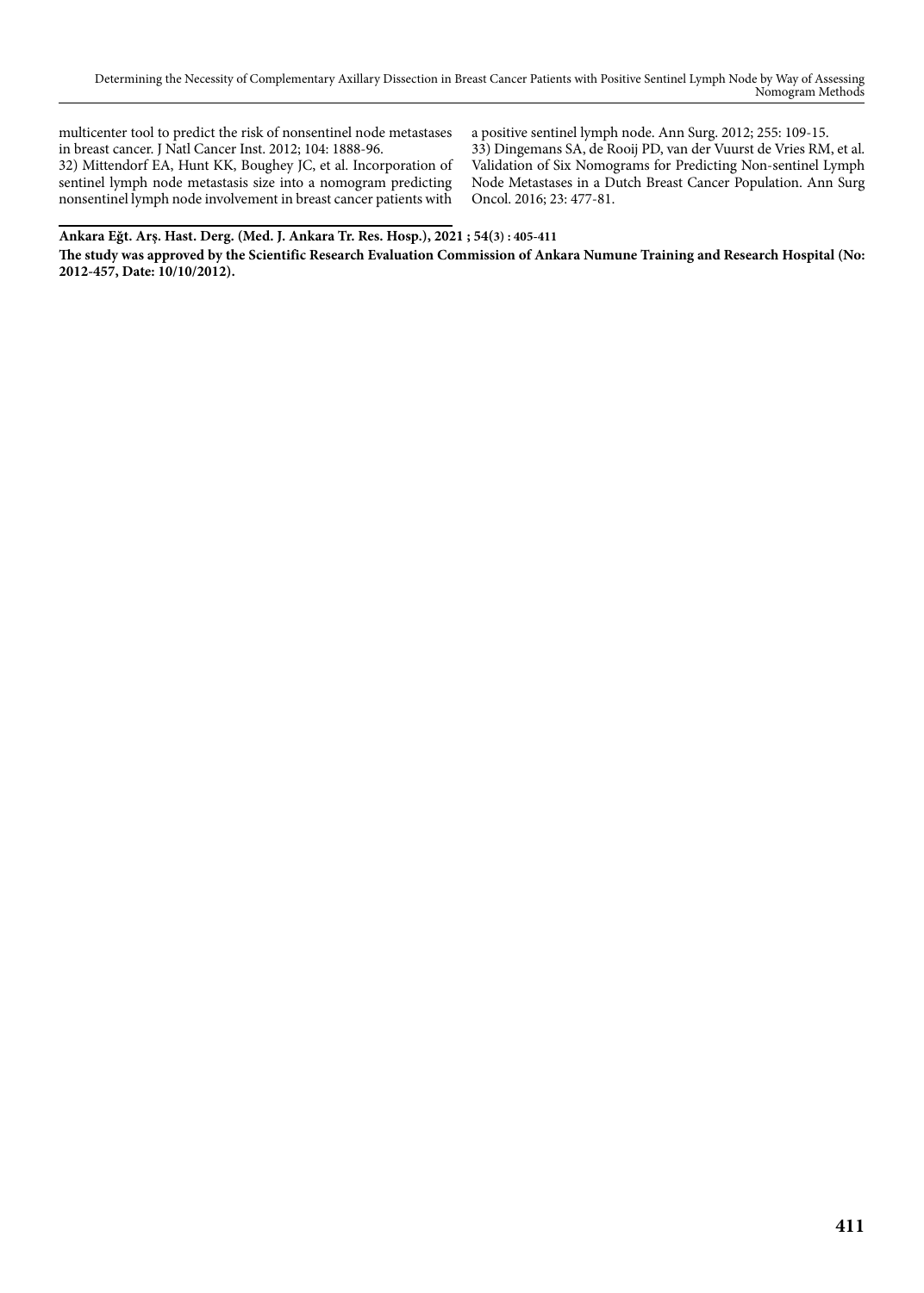multicenter tool to predict the risk of nonsentinel node metastases in breast cancer. J Natl Cancer Inst. 2012; 104: 1888-96.

32) Mittendorf EA, Hunt KK, Boughey JC, et al. Incorporation of sentinel lymph node metastasis size into a nomogram predicting nonsentinel lymph node involvement in breast cancer patients with a positive sentinel lymph node. Ann Surg. 2012; 255: 109-15.

33) Dingemans SA, de Rooij PD, van der Vuurst de Vries RM, et al. Validation of Six Nomograms for Predicting Non-sentinel Lymph Node Metastases in a Dutch Breast Cancer Population. Ann Surg Oncol. 2016; 23: 477-81.

**Ankara Eğt. Arş. Hast. Derg. (Med. J. Ankara Tr. Res. Hosp.), 2021 ; 54(3) : 405-411**

**The study was approved by the Scientific Research Evaluation Commission of Ankara Numune Training and Research Hospital (No: 2012-457, Date: 10/10/2012).**